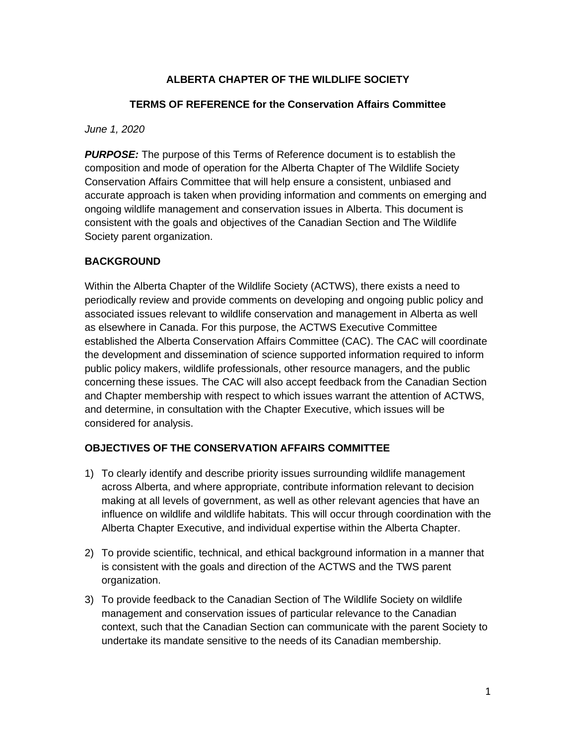# ALBERTA CHAPTER OF THE WILDLIFE SOCIETY

## TERMS OF REFERENCE for the Conservation Affairs Committee

*June 1, 2020*

***PURPOSE:*** The purpose of this Terms of Reference document is to establish the composition and mode of operation for the Alberta Chapter of The Wildlife Society Conservation Affairs Committee that will help ensure a consistent, unbiased and accurate approach is taken when providing information and comments on emerging and ongoing wildlife management and conservation issues in Alberta. This document is consistent with the goals and objectives of the Canadian Section and The Wildlife Society parent organization.

**BACKGROUND**

Within the Alberta Chapter of the Wildlife Society (ACTWS), there exists a need to periodically review and provide comments on developing and ongoing public policy and associated issues relevant to wildlife conservation and management in Alberta as well as elsewhere in Canada. For this purpose, the ACTWS Executive Committee established the Alberta Conservation Affairs Committee (CAC). The CAC will coordinate the development and dissemination of science supported information required to inform public policy makers, wildlife professionals, other resource managers, and the public concerning these issues. The CAC will also accept feedback from the Canadian Section and Chapter membership with respect to which issues warrant the attention of ACTWS, and determine, in consultation with the Chapter Executive, which issues will be considered for analysis.

**OBJECTIVES OF THE CONSERVATION AFFAIRS COMMITTEE**

1) To clearly identify and describe priority issues surrounding wildlife management across Alberta, and where appropriate, contribute information relevant to decision making at all levels of government, as well as other relevant agencies that have an influence on wildlife and wildlife habitats. This will occur through coordination with the Alberta Chapter Executive, and individual expertise within the Alberta Chapter.
2) To provide scientific, technical, and ethical background information in a manner that is consistent with the goals and direction of the ACTWS and the TWS parent organization.
3) To provide feedback to the Canadian Section of The Wildlife Society on wildlife management and conservation issues of particular relevance to the Canadian context, such that the Canadian Section can communicate with the parent Society to undertake its mandate sensitive to the needs of its Canadian membership.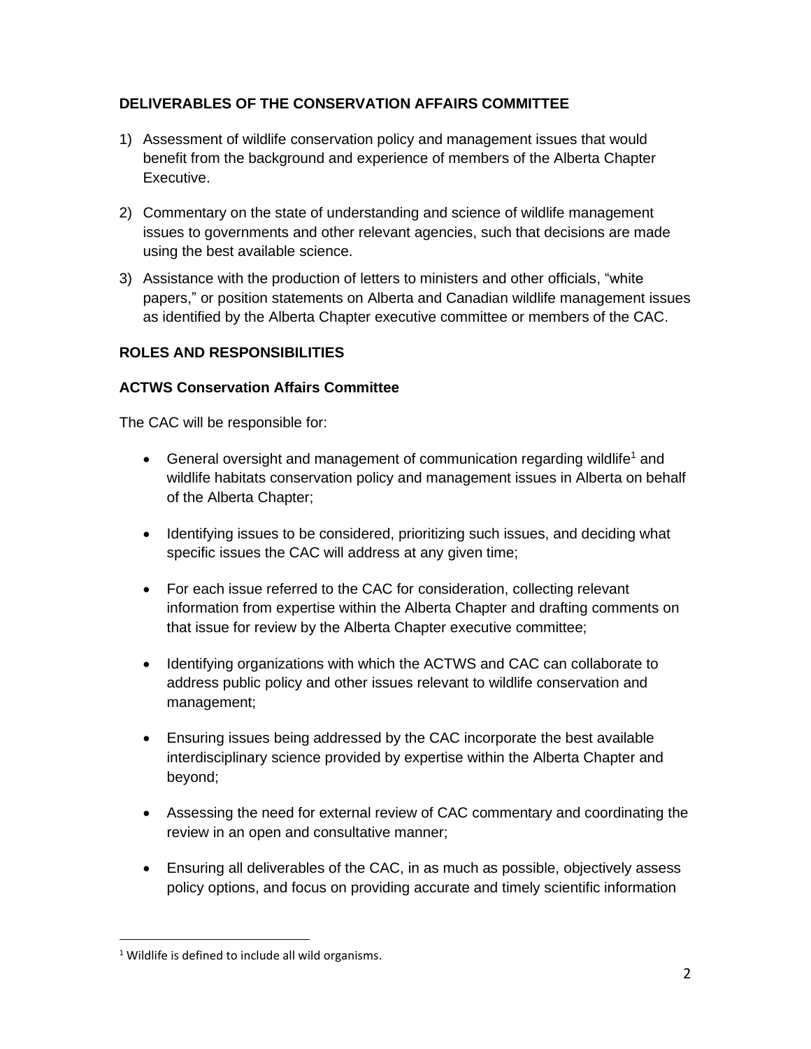## DELIVERABLES OF THE CONSERVATION AFFAIRS COMMITTEE

1) Assessment of wildlife conservation policy and management issues that would benefit from the background and experience of members of the Alberta Chapter Executive.

2) Commentary on the state of understanding and science of wildlife management issues to governments and other relevant agencies, such that decisions are made using the best available science.

3) Assistance with the production of letters to ministers and other officials, "white papers," or position statements on Alberta and Canadian wildlife management issues as identified by the Alberta Chapter executive committee or members of the CAC.

## ROLES AND RESPONSIBILITIES

### ACTWS Conservation Affairs Committee

The CAC will be responsible for:

- General oversight and management of communication regarding wildlife[1] and wildlife habitats conservation policy and management issues in Alberta on behalf of the Alberta Chapter;

- Identifying issues to be considered, prioritizing such issues, and deciding what specific issues the CAC will address at any given time;

- For each issue referred to the CAC for consideration, collecting relevant information from expertise within the Alberta Chapter and drafting comments on that issue for review by the Alberta Chapter executive committee;

- Identifying organizations with which the ACTWS and CAC can collaborate to address public policy and other issues relevant to wildlife conservation and management;

- Ensuring issues being addressed by the CAC incorporate the best available interdisciplinary science provided by expertise within the Alberta Chapter and beyond;

- Assessing the need for external review of CAC commentary and coordinating the review in an open and consultative manner;

- Ensuring all deliverables of the CAC, in as much as possible, objectively assess policy options, and focus on providing accurate and timely scientific information

[1] Wildlife is defined to include all wild organisms.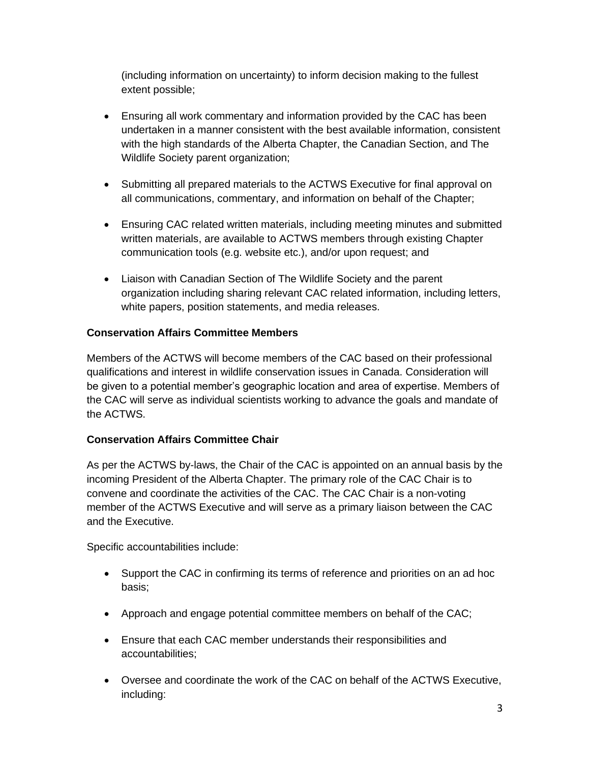(including information on uncertainty) to inform decision making to the fullest extent possible;

- Ensuring all work commentary and information provided by the CAC has been undertaken in a manner consistent with the best available information, consistent with the high standards of the Alberta Chapter, the Canadian Section, and The Wildlife Society parent organization;

- Submitting all prepared materials to the ACTWS Executive for final approval on all communications, commentary, and information on behalf of the Chapter;

- Ensuring CAC related written materials, including meeting minutes and submitted written materials, are available to ACTWS members through existing Chapter communication tools (e.g. website etc.), and/or upon request; and

- Liaison with Canadian Section of The Wildlife Society and the parent organization including sharing relevant CAC related information, including letters, white papers, position statements, and media releases.

**Conservation Affairs Committee Members**

Members of the ACTWS will become members of the CAC based on their professional qualifications and interest in wildlife conservation issues in Canada. Consideration will be given to a potential member's geographic location and area of expertise. Members of the CAC will serve as individual scientists working to advance the goals and mandate of the ACTWS.

**Conservation Affairs Committee Chair**

As per the ACTWS by-laws, the Chair of the CAC is appointed on an annual basis by the incoming President of the Alberta Chapter. The primary role of the CAC Chair is to convene and coordinate the activities of the CAC. The CAC Chair is a non-voting member of the ACTWS Executive and will serve as a primary liaison between the CAC and the Executive.

Specific accountabilities include:

- Support the CAC in confirming its terms of reference and priorities on an ad hoc basis;

- Approach and engage potential committee members on behalf of the CAC;

- Ensure that each CAC member understands their responsibilities and accountabilities;

- Oversee and coordinate the work of the CAC on behalf of the ACTWS Executive, including: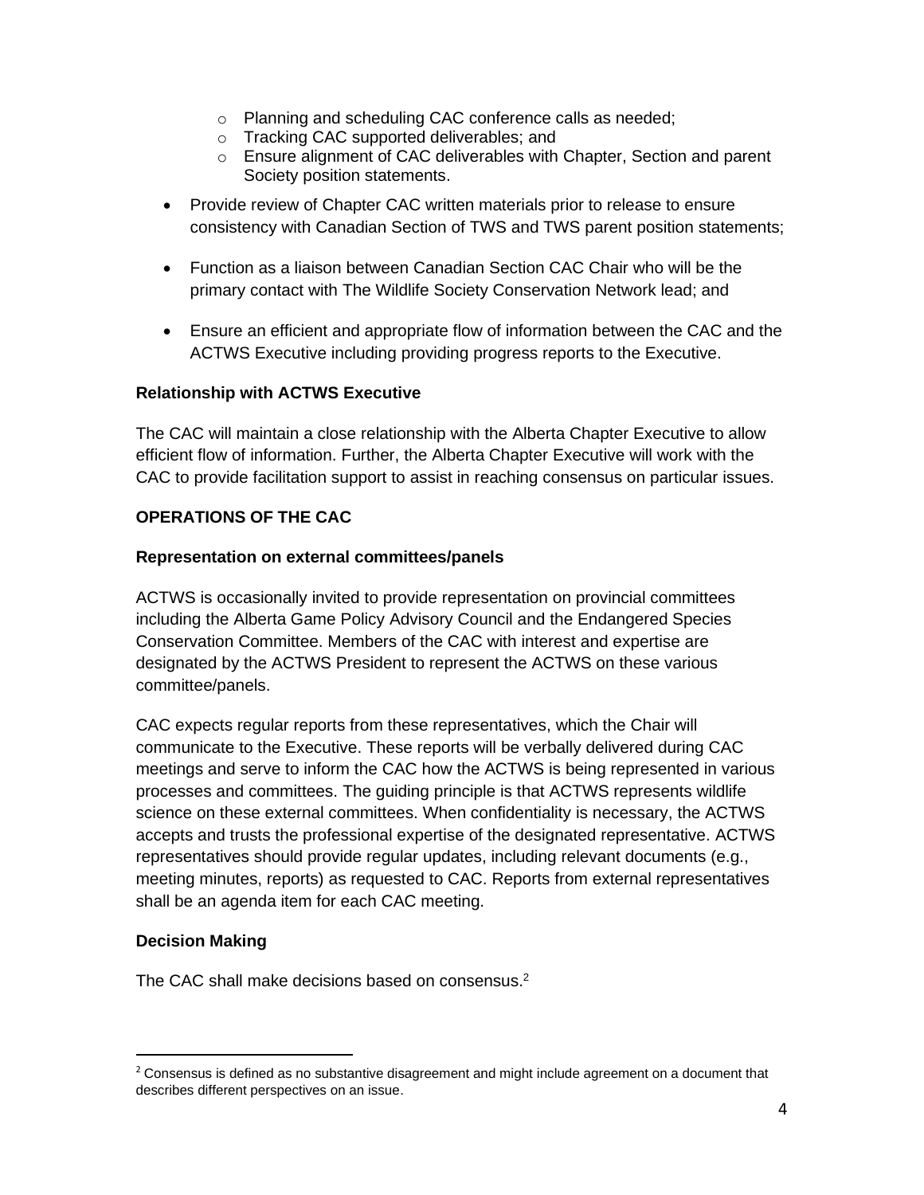- Planning and scheduling CAC conference calls as needed;
  - Tracking CAC supported deliverables; and
  - Ensure alignment of CAC deliverables with Chapter, Section and parent Society position statements.

- Provide review of Chapter CAC written materials prior to release to ensure consistency with Canadian Section of TWS and TWS parent position statements;

- Function as a liaison between Canadian Section CAC Chair who will be the primary contact with The Wildlife Society Conservation Network lead; and

- Ensure an efficient and appropriate flow of information between the CAC and the ACTWS Executive including providing progress reports to the Executive.

**Relationship with ACTWS Executive**

The CAC will maintain a close relationship with the Alberta Chapter Executive to allow efficient flow of information. Further, the Alberta Chapter Executive will work with the CAC to provide facilitation support to assist in reaching consensus on particular issues.

**OPERATIONS OF THE CAC**

**Representation on external committees/panels**

ACTWS is occasionally invited to provide representation on provincial committees including the Alberta Game Policy Advisory Council and the Endangered Species Conservation Committee. Members of the CAC with interest and expertise are designated by the ACTWS President to represent the ACTWS on these various committee/panels.

CAC expects regular reports from these representatives, which the Chair will communicate to the Executive. These reports will be verbally delivered during CAC meetings and serve to inform the CAC how the ACTWS is being represented in various processes and committees. The guiding principle is that ACTWS represents wildlife science on these external committees. When confidentiality is necessary, the ACTWS accepts and trusts the professional expertise of the designated representative. ACTWS representatives should provide regular updates, including relevant documents (e.g., meeting minutes, reports) as requested to CAC. Reports from external representatives shall be an agenda item for each CAC meeting.

**Decision Making**

The CAC shall make decisions based on consensus.[2]

---

[2] Consensus is defined as no substantive disagreement and might include agreement on a document that describes different perspectives on an issue.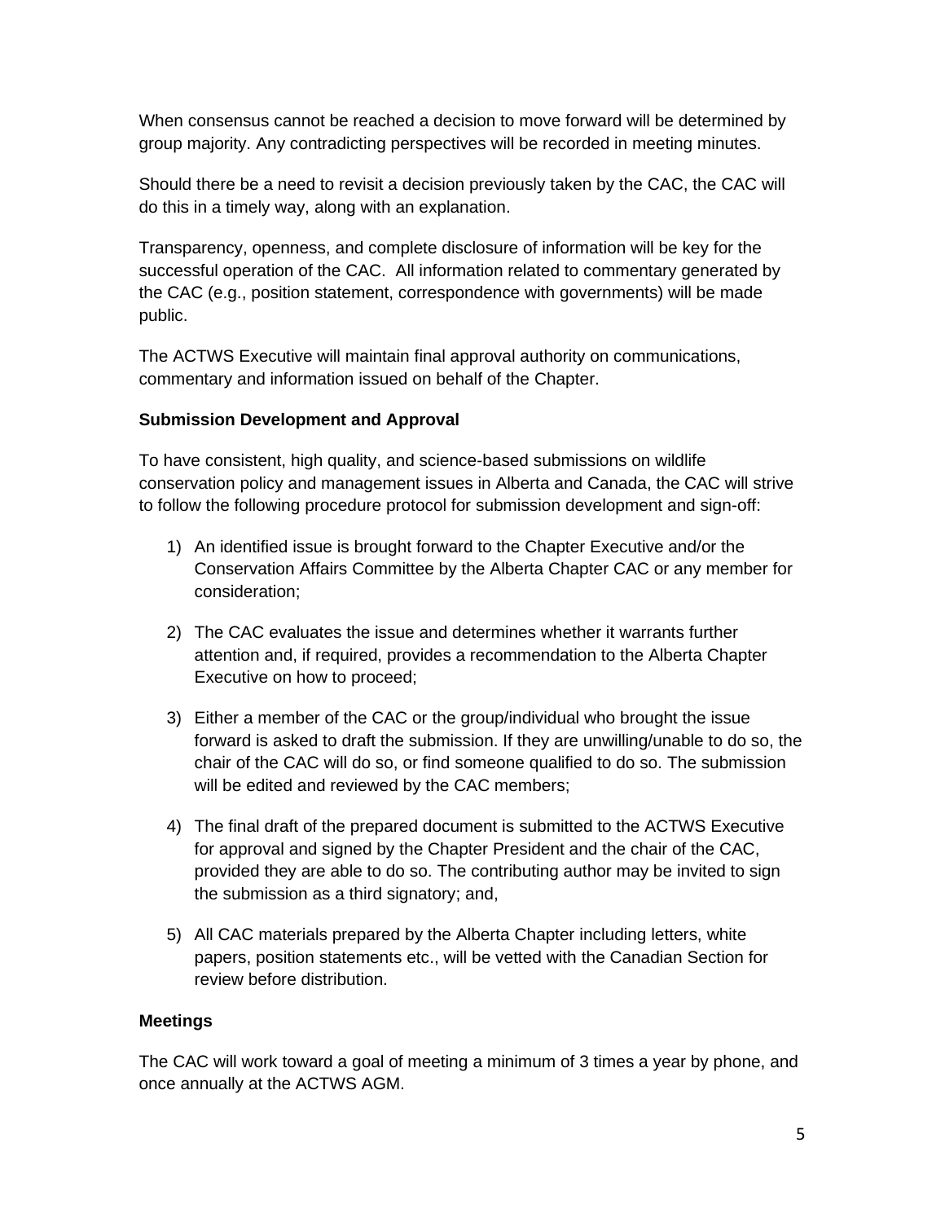When consensus cannot be reached a decision to move forward will be determined by group majority. Any contradicting perspectives will be recorded in meeting minutes.

Should there be a need to revisit a decision previously taken by the CAC, the CAC will do this in a timely way, along with an explanation.

Transparency, openness, and complete disclosure of information will be key for the successful operation of the CAC. All information related to commentary generated by the CAC (e.g., position statement, correspondence with governments) will be made public.

The ACTWS Executive will maintain final approval authority on communications, commentary and information issued on behalf of the Chapter.

**Submission Development and Approval**

To have consistent, high quality, and science-based submissions on wildlife conservation policy and management issues in Alberta and Canada, the CAC will strive to follow the following procedure protocol for submission development and sign-off:

1) An identified issue is brought forward to the Chapter Executive and/or the Conservation Affairs Committee by the Alberta Chapter CAC or any member for consideration;

2) The CAC evaluates the issue and determines whether it warrants further attention and, if required, provides a recommendation to the Alberta Chapter Executive on how to proceed;

3) Either a member of the CAC or the group/individual who brought the issue forward is asked to draft the submission. If they are unwilling/unable to do so, the chair of the CAC will do so, or find someone qualified to do so. The submission will be edited and reviewed by the CAC members;

4) The final draft of the prepared document is submitted to the ACTWS Executive for approval and signed by the Chapter President and the chair of the CAC, provided they are able to do so. The contributing author may be invited to sign the submission as a third signatory; and,

5) All CAC materials prepared by the Alberta Chapter including letters, white papers, position statements etc., will be vetted with the Canadian Section for review before distribution.

**Meetings**

The CAC will work toward a goal of meeting a minimum of 3 times a year by phone, and once annually at the ACTWS AGM.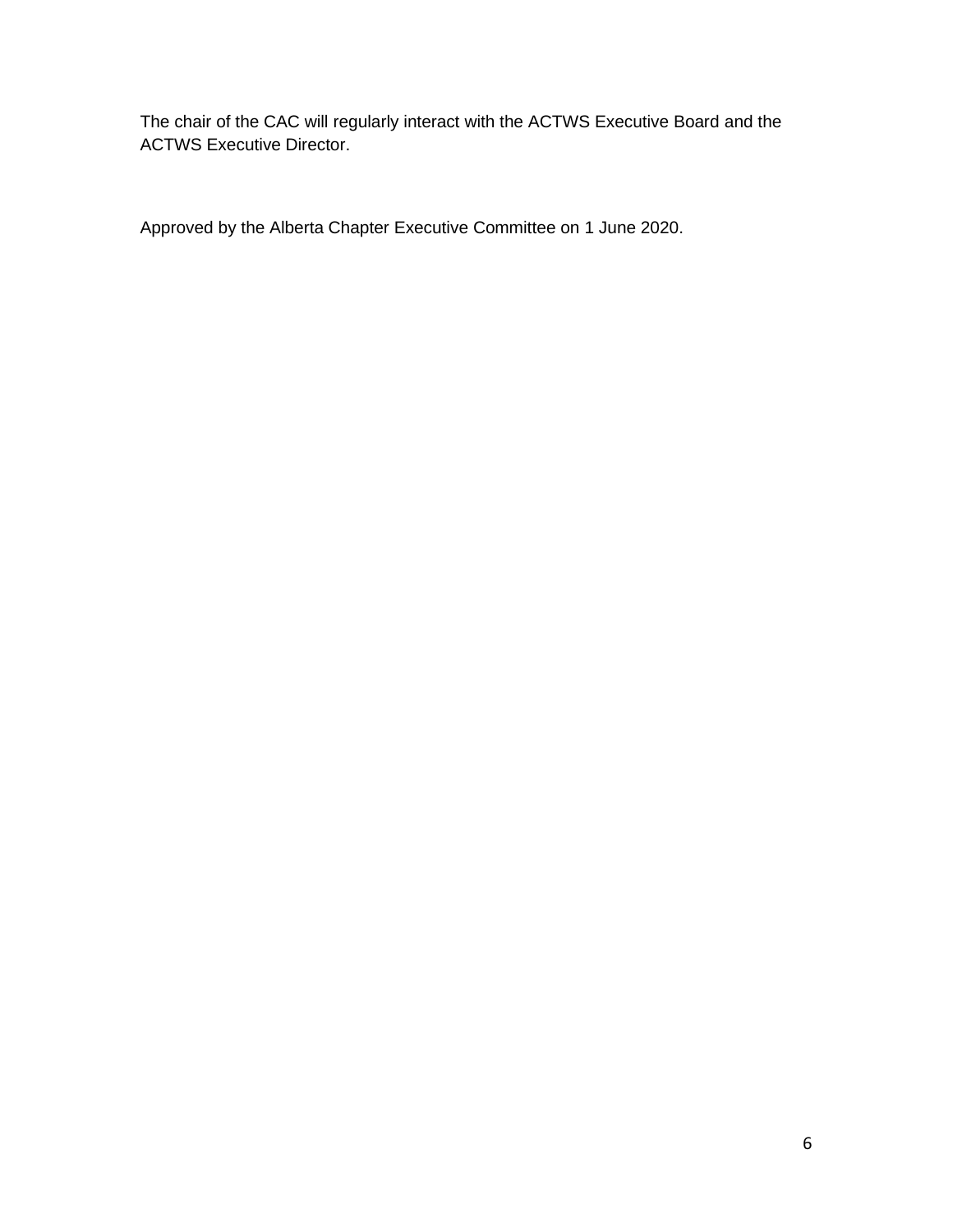The chair of the CAC will regularly interact with the ACTWS Executive Board and the ACTWS Executive Director.

Approved by the Alberta Chapter Executive Committee on 1 June 2020.